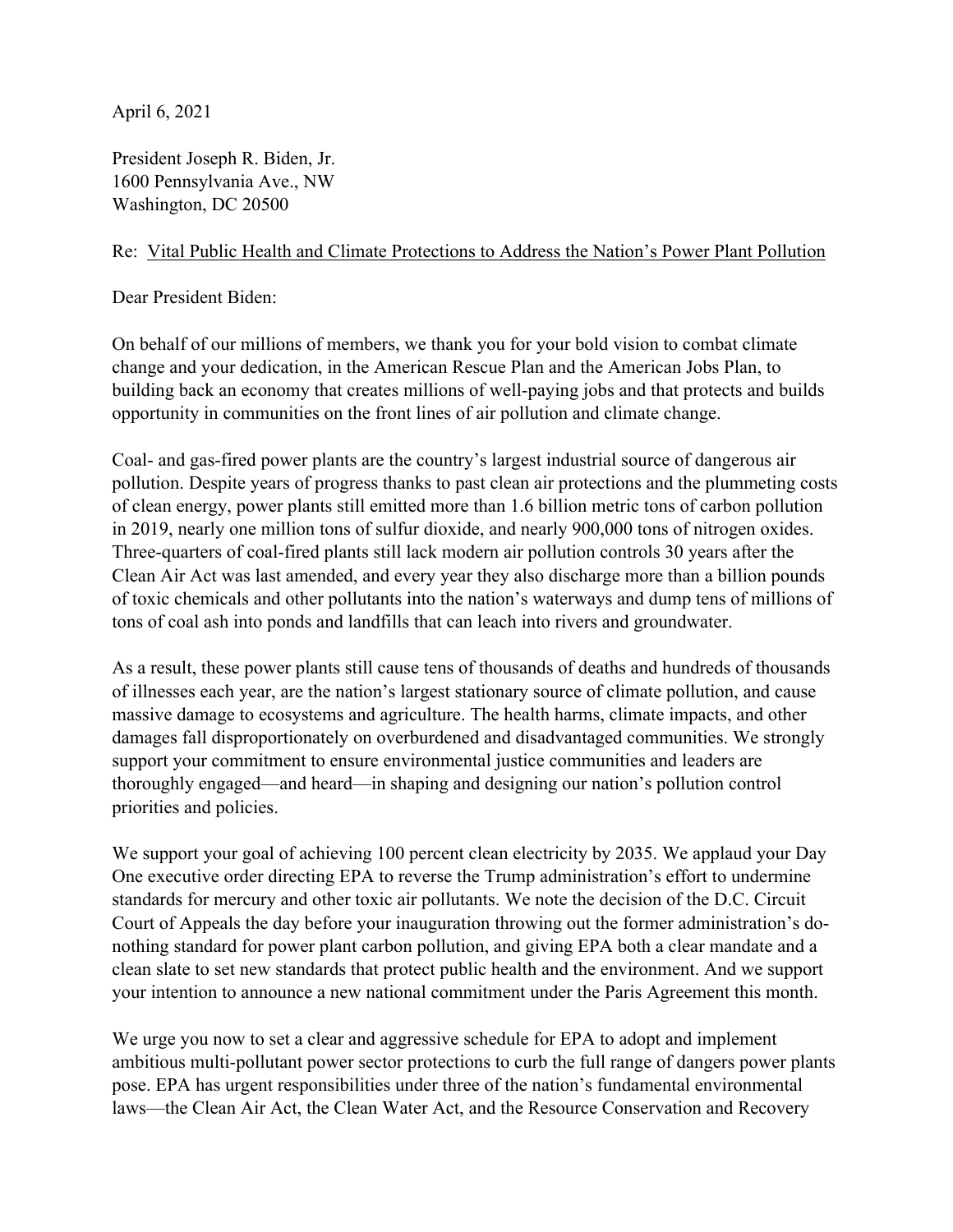April 6, 2021

President Joseph R. Biden, Jr.
1600 Pennsylvania Ave., NW
Washington, DC 20500

Re: <u>Vital Public Health and Climate Protections to Address the Nation's Power Plant Pollution</u>

Dear President Biden:

On behalf of our millions of members, we thank you for your bold vision to combat climate change and your dedication, in the American Rescue Plan and the American Jobs Plan, to building back an economy that creates millions of well-paying jobs and that protects and builds opportunity in communities on the front lines of air pollution and climate change.

Coal- and gas-fired power plants are the country's largest industrial source of dangerous air pollution. Despite years of progress thanks to past clean air protections and the plummeting costs of clean energy, power plants still emitted more than 1.6 billion metric tons of carbon pollution in 2019, nearly one million tons of sulfur dioxide, and nearly 900,000 tons of nitrogen oxides. Three-quarters of coal-fired plants still lack modern air pollution controls 30 years after the Clean Air Act was last amended, and every year they also discharge more than a billion pounds of toxic chemicals and other pollutants into the nation's waterways and dump tens of millions of tons of coal ash into ponds and landfills that can leach into rivers and groundwater.

As a result, these power plants still cause tens of thousands of deaths and hundreds of thousands of illnesses each year, are the nation's largest stationary source of climate pollution, and cause massive damage to ecosystems and agriculture. The health harms, climate impacts, and other damages fall disproportionately on overburdened and disadvantaged communities. We strongly support your commitment to ensure environmental justice communities and leaders are thoroughly engaged—and heard—in shaping and designing our nation's pollution control priorities and policies.

We support your goal of achieving 100 percent clean electricity by 2035. We applaud your Day One executive order directing EPA to reverse the Trump administration's effort to undermine standards for mercury and other toxic air pollutants. We note the decision of the D.C. Circuit Court of Appeals the day before your inauguration throwing out the former administration's do-nothing standard for power plant carbon pollution, and giving EPA both a clear mandate and a clean slate to set new standards that protect public health and the environment. And we support your intention to announce a new national commitment under the Paris Agreement this month.

We urge you now to set a clear and aggressive schedule for EPA to adopt and implement ambitious multi-pollutant power sector protections to curb the full range of dangers power plants pose. EPA has urgent responsibilities under three of the nation's fundamental environmental laws—the Clean Air Act, the Clean Water Act, and the Resource Conservation and Recovery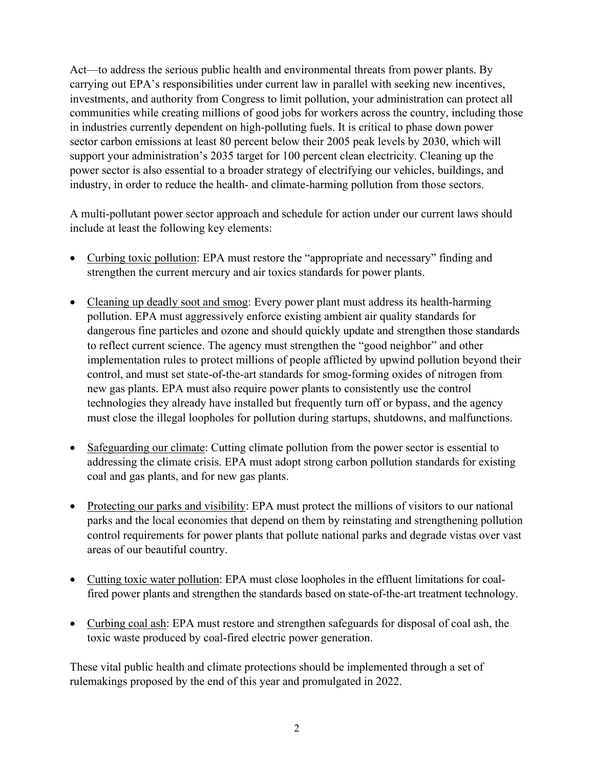Act—to address the serious public health and environmental threats from power plants. By carrying out EPA's responsibilities under current law in parallel with seeking new incentives, investments, and authority from Congress to limit pollution, your administration can protect all communities while creating millions of good jobs for workers across the country, including those in industries currently dependent on high-polluting fuels. It is critical to phase down power sector carbon emissions at least 80 percent below their 2005 peak levels by 2030, which will support your administration's 2035 target for 100 percent clean electricity. Cleaning up the power sector is also essential to a broader strategy of electrifying our vehicles, buildings, and industry, in order to reduce the health- and climate-harming pollution from those sectors.

A multi-pollutant power sector approach and schedule for action under our current laws should include at least the following key elements:

- <u>Curbing toxic pollution</u>: EPA must restore the "appropriate and necessary" finding and strengthen the current mercury and air toxics standards for power plants.

- <u>Cleaning up deadly soot and smog</u>: Every power plant must address its health-harming pollution. EPA must aggressively enforce existing ambient air quality standards for dangerous fine particles and ozone and should quickly update and strengthen those standards to reflect current science. The agency must strengthen the "good neighbor" and other implementation rules to protect millions of people afflicted by upwind pollution beyond their control, and must set state-of-the-art standards for smog-forming oxides of nitrogen from new gas plants. EPA must also require power plants to consistently use the control technologies they already have installed but frequently turn off or bypass, and the agency must close the illegal loopholes for pollution during startups, shutdowns, and malfunctions.

- <u>Safeguarding our climate</u>: Cutting climate pollution from the power sector is essential to addressing the climate crisis. EPA must adopt strong carbon pollution standards for existing coal and gas plants, and for new gas plants.

- <u>Protecting our parks and visibility</u>: EPA must protect the millions of visitors to our national parks and the local economies that depend on them by reinstating and strengthening pollution control requirements for power plants that pollute national parks and degrade vistas over vast areas of our beautiful country.

- <u>Cutting toxic water pollution</u>: EPA must close loopholes in the effluent limitations for coal-fired power plants and strengthen the standards based on state-of-the-art treatment technology.

- <u>Curbing coal ash</u>: EPA must restore and strengthen safeguards for disposal of coal ash, the toxic waste produced by coal-fired electric power generation.

These vital public health and climate protections should be implemented through a set of rulemakings proposed by the end of this year and promulgated in 2022.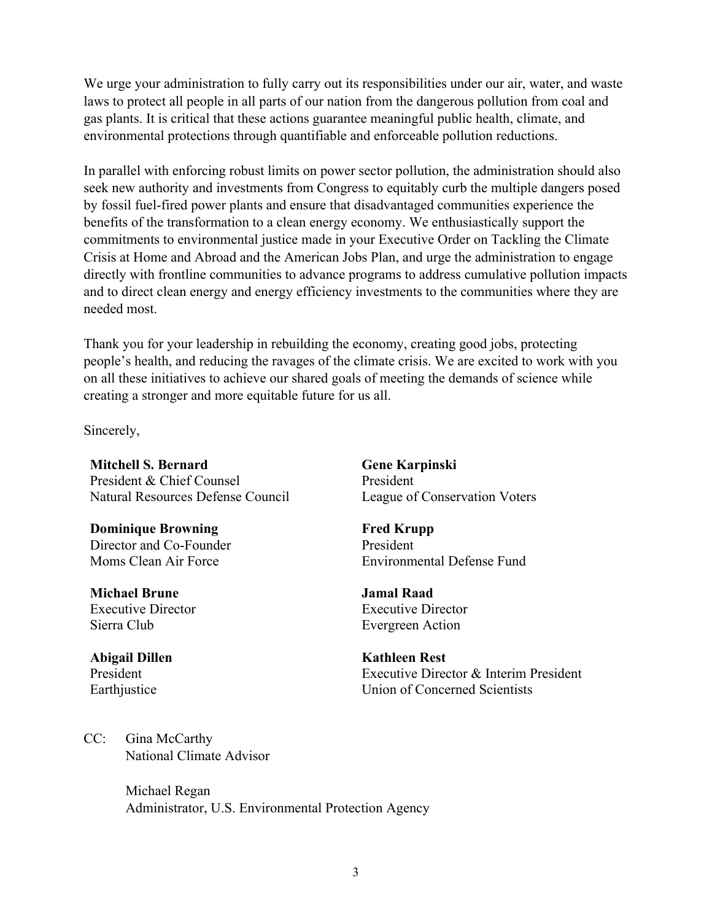We urge your administration to fully carry out its responsibilities under our air, water, and waste laws to protect all people in all parts of our nation from the dangerous pollution from coal and gas plants. It is critical that these actions guarantee meaningful public health, climate, and environmental protections through quantifiable and enforceable pollution reductions.

In parallel with enforcing robust limits on power sector pollution, the administration should also seek new authority and investments from Congress to equitably curb the multiple dangers posed by fossil fuel-fired power plants and ensure that disadvantaged communities experience the benefits of the transformation to a clean energy economy. We enthusiastically support the commitments to environmental justice made in your Executive Order on Tackling the Climate Crisis at Home and Abroad and the American Jobs Plan, and urge the administration to engage directly with frontline communities to advance programs to address cumulative pollution impacts and to direct clean energy and energy efficiency investments to the communities where they are needed most.

Thank you for your leadership in rebuilding the economy, creating good jobs, protecting people's health, and reducing the ravages of the climate crisis. We are excited to work with you on all these initiatives to achieve our shared goals of meeting the demands of science while creating a stronger and more equitable future for us all.

Sincerely,

**Mitchell S. Bernard**
President & Chief Counsel
Natural Resources Defense Council

**Dominique Browning**
Director and Co-Founder
Moms Clean Air Force

**Michael Brune**
Executive Director
Sierra Club

**Abigail Dillen**
President
Earthjustice

**Gene Karpinski**
President
League of Conservation Voters

**Fred Krupp**
President
Environmental Defense Fund

**Jamal Raad**
Executive Director
Evergreen Action

**Kathleen Rest**
Executive Director & Interim President
Union of Concerned Scientists

CC: Gina McCarthy
National Climate Advisor

Michael Regan
Administrator, U.S. Environmental Protection Agency